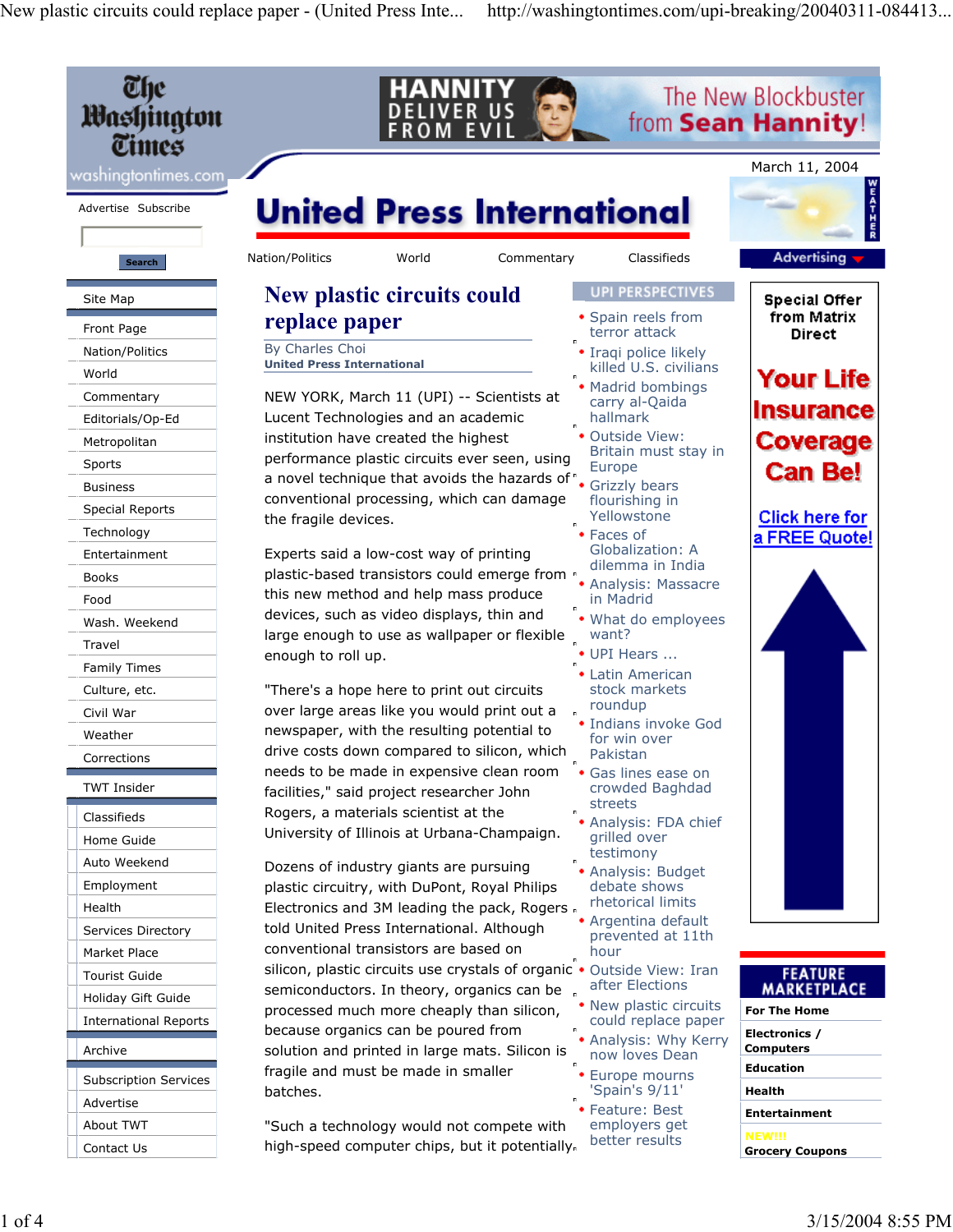# New plastic circuits could replace paper

By Charles Choi
**United Press International**

NEW YORK, March 11 (UPI) -- Scientists at Lucent Technologies and an academic institution have created the highest performance plastic circuits ever seen, using a novel technique that avoids the hazards of conventional processing, which can damage the fragile devices.

Experts said a low-cost way of printing plastic-based transistors could emerge from this new method and help mass produce devices, such as video displays, thin and large enough to use as wallpaper or flexible enough to roll up.

"There's a hope here to print out circuits over large areas like you would print out a newspaper, with the resulting potential to drive costs down compared to silicon, which needs to be made in expensive clean room facilities," said project researcher John Rogers, a materials scientist at the University of Illinois at Urbana-Champaign.

Dozens of industry giants are pursuing plastic circuitry, with DuPont, Royal Philips Electronics and 3M leading the pack, Rogers told United Press International. Although conventional transistors are based on silicon, plastic circuits use crystals of organic semiconductors. In theory, organics can be processed much more cheaply than silicon, because organics can be poured from solution and printed in large mats. Silicon is fragile and must be made in smaller batches.

"Such a technology would not compete with high-speed computer chips, but it potentially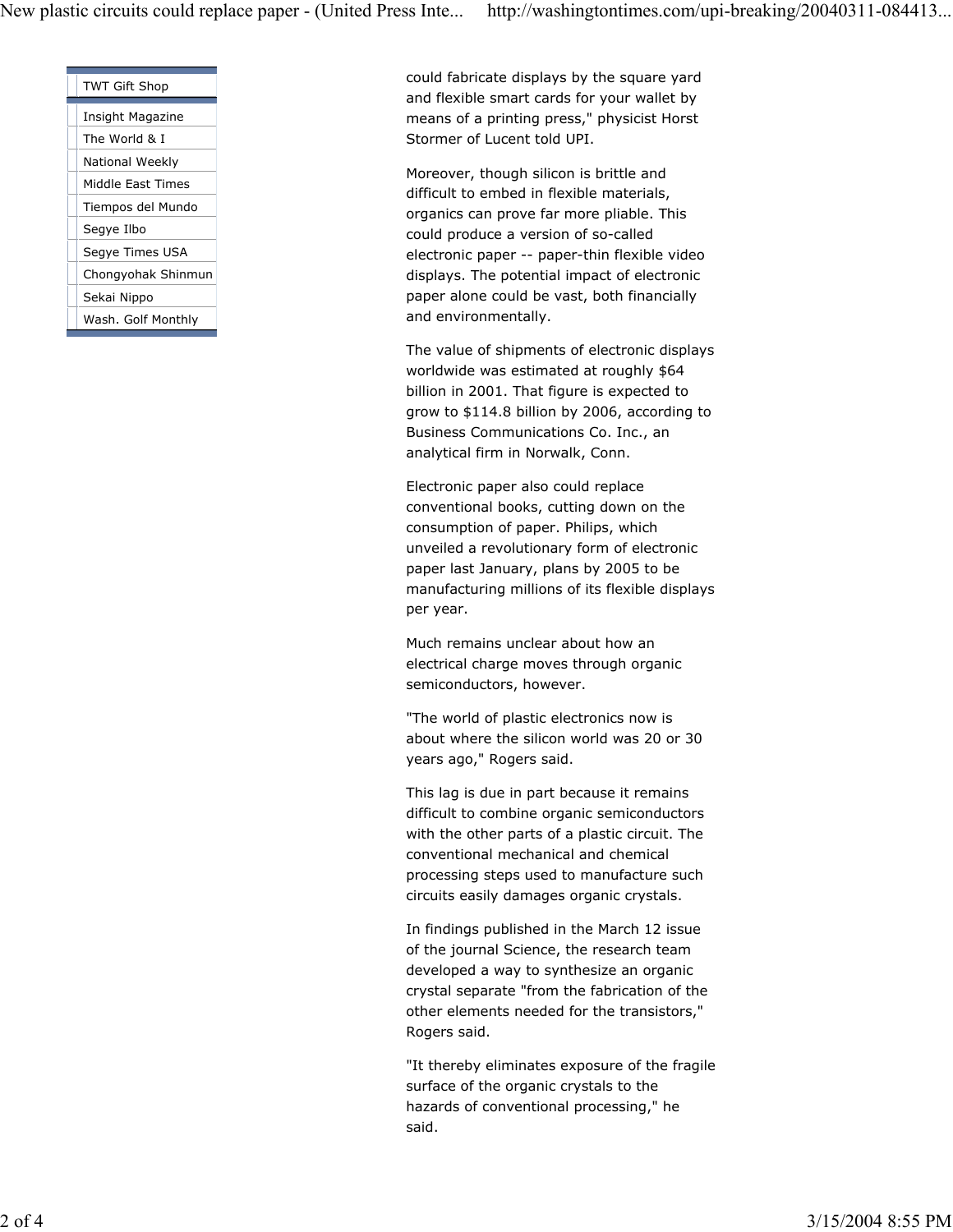could fabricate displays by the square yard and flexible smart cards for your wallet by means of a printing press," physicist Horst Stormer of Lucent told UPI.

Moreover, though silicon is brittle and difficult to embed in flexible materials, organics can prove far more pliable. This could produce a version of so-called electronic paper -- paper-thin flexible video displays. The potential impact of electronic paper alone could be vast, both financially and environmentally.

The value of shipments of electronic displays worldwide was estimated at roughly $64 billion in 2001. That figure is expected to grow to $114.8 billion by 2006, according to Business Communications Co. Inc., an analytical firm in Norwalk, Conn.

Electronic paper also could replace conventional books, cutting down on the consumption of paper. Philips, which unveiled a revolutionary form of electronic paper last January, plans by 2005 to be manufacturing millions of its flexible displays per year.

Much remains unclear about how an electrical charge moves through organic semiconductors, however.

"The world of plastic electronics now is about where the silicon world was 20 or 30 years ago," Rogers said.

This lag is due in part because it remains difficult to combine organic semiconductors with the other parts of a plastic circuit. The conventional mechanical and chemical processing steps used to manufacture such circuits easily damages organic crystals.

In findings published in the March 12 issue of the journal Science, the research team developed a way to synthesize an organic crystal separate "from the fabrication of the other elements needed for the transistors," Rogers said.

"It thereby eliminates exposure of the fragile surface of the organic crystals to the hazards of conventional processing," he said.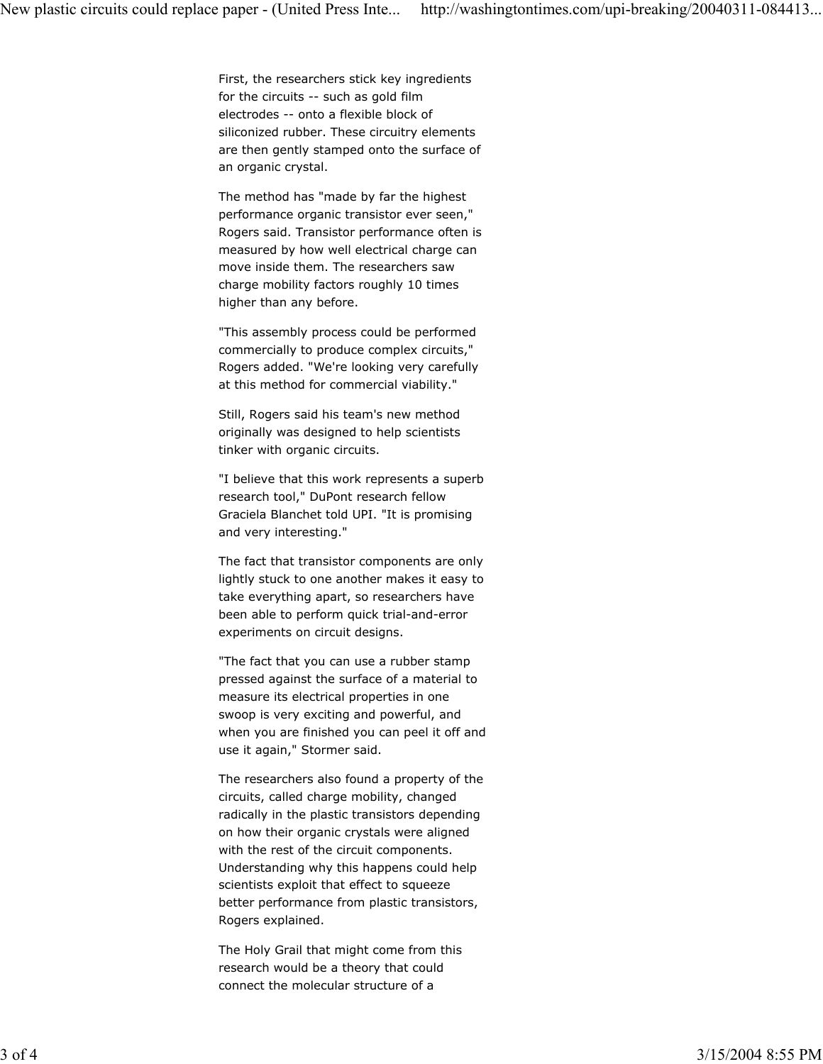First, the researchers stick key ingredients for the circuits -- such as gold film electrodes -- onto a flexible block of siliconized rubber. These circuitry elements are then gently stamped onto the surface of an organic crystal.

The method has "made by far the highest performance organic transistor ever seen," Rogers said. Transistor performance often is measured by how well electrical charge can move inside them. The researchers saw charge mobility factors roughly 10 times higher than any before.

"This assembly process could be performed commercially to produce complex circuits," Rogers added. "We're looking very carefully at this method for commercial viability."

Still, Rogers said his team's new method originally was designed to help scientists tinker with organic circuits.

"I believe that this work represents a superb research tool," DuPont research fellow Graciela Blanchet told UPI. "It is promising and very interesting."

The fact that transistor components are only lightly stuck to one another makes it easy to take everything apart, so researchers have been able to perform quick trial-and-error experiments on circuit designs.

"The fact that you can use a rubber stamp pressed against the surface of a material to measure its electrical properties in one swoop is very exciting and powerful, and when you are finished you can peel it off and use it again," Stormer said.

The researchers also found a property of the circuits, called charge mobility, changed radically in the plastic transistors depending on how their organic crystals were aligned with the rest of the circuit components. Understanding why this happens could help scientists exploit that effect to squeeze better performance from plastic transistors, Rogers explained.

The Holy Grail that might come from this research would be a theory that could connect the molecular structure of a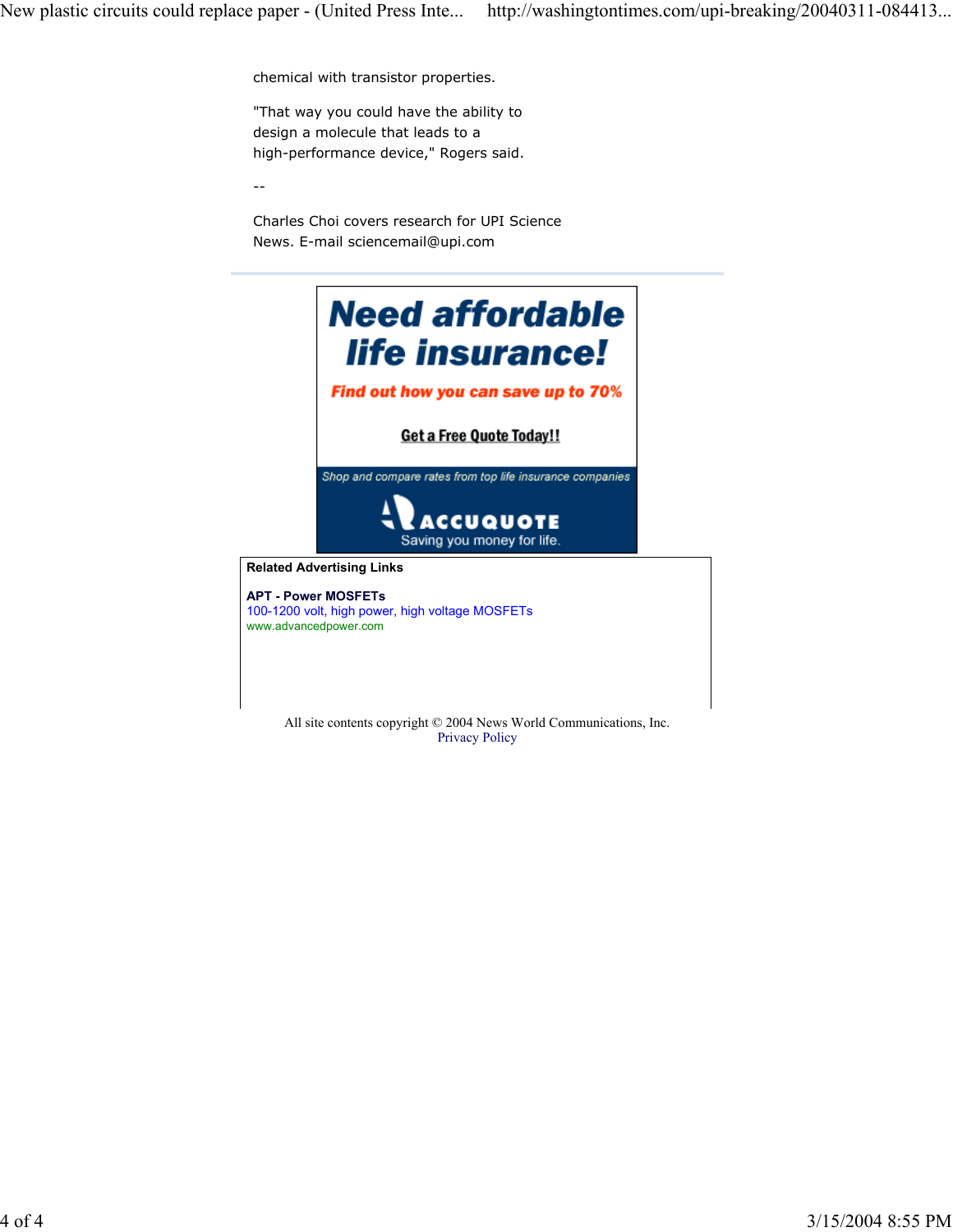chemical with transistor properties.

"That way you could have the ability to design a molecule that leads to a high-performance device," Rogers said.

--

Charles Choi covers research for UPI Science News. E-mail sciencemail@upi.com

**Need affordable life insurance!**

**Find out how you can save up to 70%**

**Get a Free Quote Today!!**

*Shop and compare rates from top life insurance companies*

ACCUQUOTE

Saving you money for life.

**Related Advertising Links**

**APT - Power MOSFETs**
100-1200 volt, high power, high voltage MOSFETs
www.advancedpower.com

All site contents copyright © 2004 News World Communications, Inc.
Privacy Policy